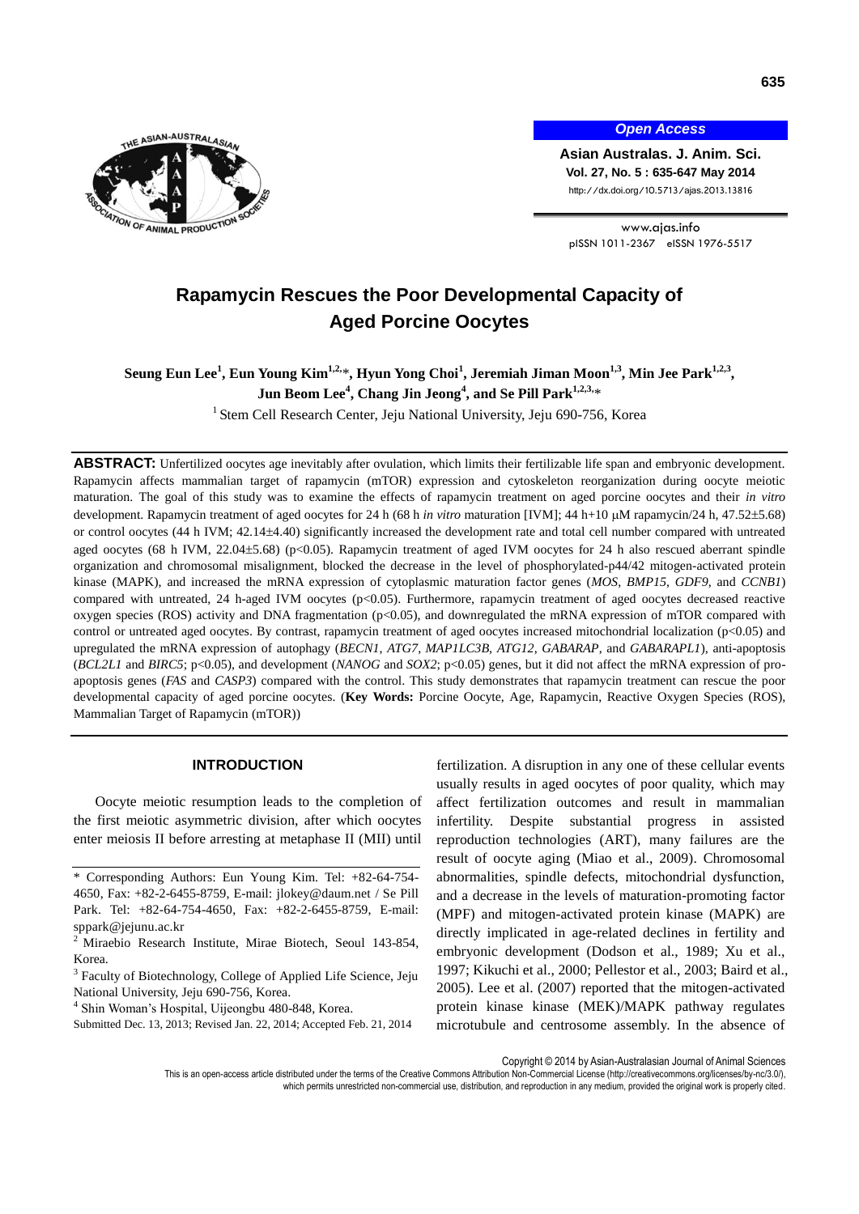# Rapamycin Rescues the Poor Developmental Capacity of Aged Porcine Oocytes

**Seung Eun Lee[1], Eun Young Kim[1,2,]*, Hyun Yong Choi[1], Jeremiah Jiman Moon[1,3], Min Jee Park[1,2,3], Jun Beom Lee[4], Chang Jin Jeong[4], and Se Pill Park[1,2,3,]***

[1] Stem Cell Research Center, Jeju National University, Jeju 690-756, Korea

**ABSTRACT:** Unfertilized oocytes age inevitably after ovulation, which limits their fertilizable life span and embryonic development. Rapamycin affects mammalian target of rapamycin (mTOR) expression and cytoskeleton reorganization during oocyte meiotic maturation. The goal of this study was to examine the effects of rapamycin treatment on aged porcine oocytes and their *in vitro* development. Rapamycin treatment of aged oocytes for 24 h (68 h *in vitro* maturation [IVM]; 44 h+10 μM rapamycin/24 h, 47.52±5.68) or control oocytes (44 h IVM; 42.14±4.40) significantly increased the development rate and total cell number compared with untreated aged oocytes (68 h IVM, 22.04±5.68) ($p<0.05$). Rapamycin treatment of aged IVM oocytes for 24 h also rescued aberrant spindle organization and chromosomal misalignment, blocked the decrease in the level of phosphorylated-p44/42 mitogen-activated protein kinase (MAPK), and increased the mRNA expression of cytoplasmic maturation factor genes (*MOS*, *BMP15*, *GDF9*, and *CCNB1*) compared with untreated, 24 h-aged IVM oocytes ($p<0.05$). Furthermore, rapamycin treatment of aged oocytes decreased reactive oxygen species (ROS) activity and DNA fragmentation ($p<0.05$), and downregulated the mRNA expression of mTOR compared with control or untreated aged oocytes. By contrast, rapamycin treatment of aged oocytes increased mitochondrial localization ($p<0.05$) and upregulated the mRNA expression of autophagy (*BECN1*, *ATG7*, *MAP1LC3B*, *ATG12*, *GABARAP*, and *GABARAPL1*), anti-apoptosis (*BCL2L1* and *BIRC5*; $p<0.05$), and development (*NANOG* and *SOX2*; $p<0.05$) genes, but it did not affect the mRNA expression of pro-apoptosis genes (*FAS* and *CASP3*) compared with the control. This study demonstrates that rapamycin treatment can rescue the poor developmental capacity of aged porcine oocytes. (**Key Words:** Porcine Oocyte, Age, Rapamycin, Reactive Oxygen Species (ROS), Mammalian Target of Rapamycin (mTOR))

## INTRODUCTION

Oocyte meiotic resumption leads to the completion of the first meiotic asymmetric division, after which oocytes enter meiosis II before arresting at metaphase II (MII) until fertilization. A disruption in any one of these cellular events usually results in aged oocytes of poor quality, which may affect fertilization outcomes and result in mammalian infertility. Despite substantial progress in assisted reproduction technologies (ART), many failures are the result of oocyte aging (Miao et al., 2009). Chromosomal abnormalities, spindle defects, mitochondrial dysfunction, and a decrease in the levels of maturation-promoting factor (MPF) and mitogen-activated protein kinase (MAPK) are directly implicated in age-related declines in fertility and embryonic development (Dodson et al., 1989; Xu et al., 1997; Kikuchi et al., 2000; Pellestor et al., 2003; Baird et al., 2005). Lee et al. (2007) reported that the mitogen-activated protein kinase kinase (MEK)/MAPK pathway regulates microtubule and centrosome assembly. In the absence of

\* Corresponding Authors: Eun Young Kim. Tel: +82-64-754-4650, Fax: +82-2-6455-8759, E-mail: jlokey@daum.net / Se Pill Park. Tel: +82-64-754-4650, Fax: +82-2-6455-8759, E-mail: sppark@jejunu.ac.kr

[2] Miraebio Research Institute, Mirae Biotech, Seoul 143-854, Korea.

[3] Faculty of Biotechnology, College of Applied Life Science, Jeju National University, Jeju 690-756, Korea.

[4] Shin Woman's Hospital, Uijeongbu 480-848, Korea.

Submitted Dec. 13, 2013; Revised Jan. 22, 2014; Accepted Feb. 21, 2014

Copyright © 2014 by Asian-Australasian Journal of Animal Sciences

This is an open-access article distributed under the terms of the Creative Commons Attribution Non-Commercial License (http://creativecommons.org/licenses/by-nc/3.0/), which permits unrestricted non-commercial use, distribution, and reproduction in any medium, provided the original work is properly cited.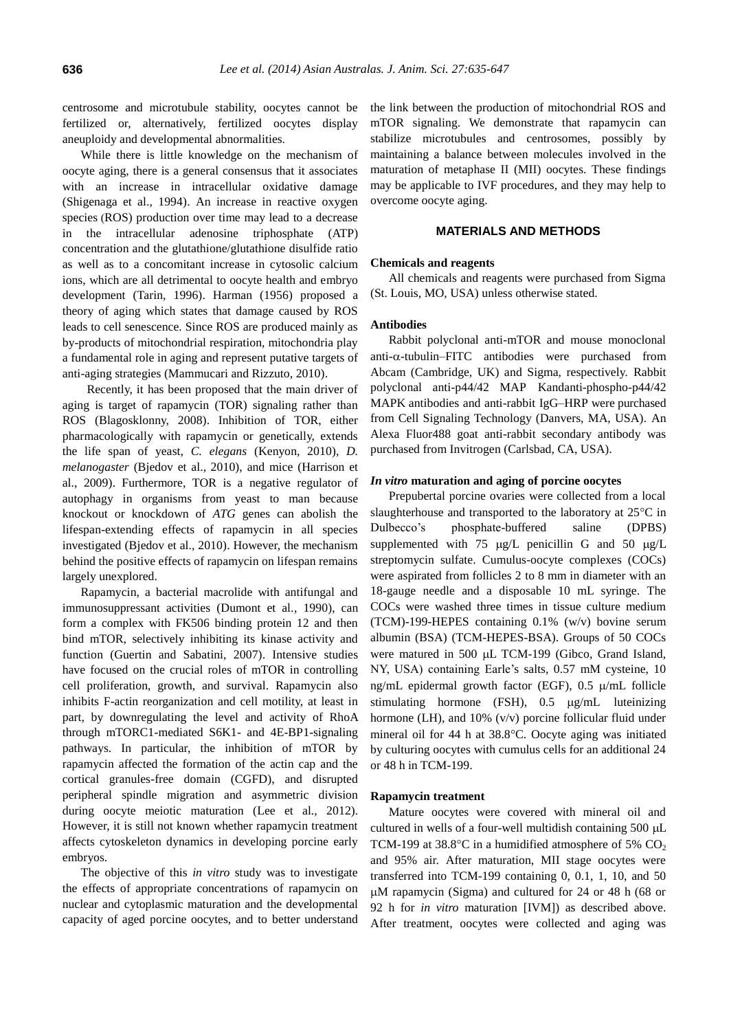centrosome and microtubule stability, oocytes cannot be fertilized or, alternatively, fertilized oocytes display aneuploidy and developmental abnormalities.

While there is little knowledge on the mechanism of oocyte aging, there is a general consensus that it associates with an increase in intracellular oxidative damage (Shigenaga et al., 1994). An increase in reactive oxygen species (ROS) production over time may lead to a decrease in the intracellular adenosine triphosphate (ATP) concentration and the glutathione/glutathione disulfide ratio as well as to a concomitant increase in cytosolic calcium ions, which are all detrimental to oocyte health and embryo development (Tarin, 1996). Harman (1956) proposed a theory of aging which states that damage caused by ROS leads to cell senescence. Since ROS are produced mainly as by-products of mitochondrial respiration, mitochondria play a fundamental role in aging and represent putative targets of anti-aging strategies (Mammucari and Rizzuto, 2010).

Recently, it has been proposed that the main driver of aging is target of rapamycin (TOR) signaling rather than ROS (Blagosklonny, 2008). Inhibition of TOR, either pharmacologically with rapamycin or genetically, extends the life span of yeast, *C. elegans* (Kenyon, 2010), *D. melanogaster* (Bjedov et al., 2010), and mice (Harrison et al., 2009). Furthermore, TOR is a negative regulator of autophagy in organisms from yeast to man because knockout or knockdown of *ATG* genes can abolish the lifespan-extending effects of rapamycin in all species investigated (Bjedov et al., 2010). However, the mechanism behind the positive effects of rapamycin on lifespan remains largely unexplored.

Rapamycin, a bacterial macrolide with antifungal and immunosuppressant activities (Dumont et al., 1990), can form a complex with FK506 binding protein 12 and then bind mTOR, selectively inhibiting its kinase activity and function (Guertin and Sabatini, 2007). Intensive studies have focused on the crucial roles of mTOR in controlling cell proliferation, growth, and survival. Rapamycin also inhibits F-actin reorganization and cell motility, at least in part, by downregulating the level and activity of RhoA through mTORC1-mediated S6K1- and 4E-BP1-signaling pathways. In particular, the inhibition of mTOR by rapamycin affected the formation of the actin cap and the cortical granules-free domain (CGFD), and disrupted peripheral spindle migration and asymmetric division during oocyte meiotic maturation (Lee et al., 2012). However, it is still not known whether rapamycin treatment affects cytoskeleton dynamics in developing porcine early embryos.

The objective of this *in vitro* study was to investigate the effects of appropriate concentrations of rapamycin on nuclear and cytoplasmic maturation and the developmental capacity of aged porcine oocytes, and to better understand the link between the production of mitochondrial ROS and mTOR signaling. We demonstrate that rapamycin can stabilize microtubules and centrosomes, possibly by maintaining a balance between molecules involved in the maturation of metaphase II (MII) oocytes. These findings may be applicable to IVF procedures, and they may help to overcome oocyte aging.

## MATERIALS AND METHODS

### Chemicals and reagents

All chemicals and reagents were purchased from Sigma (St. Louis, MO, USA) unless otherwise stated.

### Antibodies

Rabbit polyclonal anti-mTOR and mouse monoclonal anti-α-tubulin–FITC antibodies were purchased from Abcam (Cambridge, UK) and Sigma, respectively. Rabbit polyclonal anti-p44/42 MAP Kandanti-phospho-p44/42 MAPK antibodies and anti-rabbit IgG–HRP were purchased from Cell Signaling Technology (Danvers, MA, USA). An Alexa Fluor488 goat anti-rabbit secondary antibody was purchased from Invitrogen (Carlsbad, CA, USA).

### *In vitro* maturation and aging of porcine oocytes

Prepubertal porcine ovaries were collected from a local slaughterhouse and transported to the laboratory at 25°C in Dulbecco's phosphate-buffered saline (DPBS) supplemented with 75 μg/L penicillin G and 50 μg/L streptomycin sulfate. Cumulus-oocyte complexes (COCs) were aspirated from follicles 2 to 8 mm in diameter with an 18-gauge needle and a disposable 10 mL syringe. The COCs were washed three times in tissue culture medium (TCM)-199-HEPES containing 0.1% (w/v) bovine serum albumin (BSA) (TCM-HEPES-BSA). Groups of 50 COCs were matured in 500 μL TCM-199 (Gibco, Grand Island, NY, USA) containing Earle's salts, 0.57 mM cysteine, 10 ng/mL epidermal growth factor (EGF), 0.5 μ/mL follicle stimulating hormone (FSH), 0.5 μg/mL luteinizing hormone (LH), and 10% (v/v) porcine follicular fluid under mineral oil for 44 h at 38.8°C. Oocyte aging was initiated by culturing oocytes with cumulus cells for an additional 24 or 48 h in TCM-199.

### Rapamycin treatment

Mature oocytes were covered with mineral oil and cultured in wells of a four-well multidish containing 500 μL TCM-199 at 38.8°C in a humidified atmosphere of 5% $CO_2$ and 95% air. After maturation, MII stage oocytes were transferred into TCM-199 containing 0, 0.1, 1, 10, and 50 μM rapamycin (Sigma) and cultured for 24 or 48 h (68 or 92 h for *in vitro* maturation [IVM]) as described above. After treatment, oocytes were collected and aging was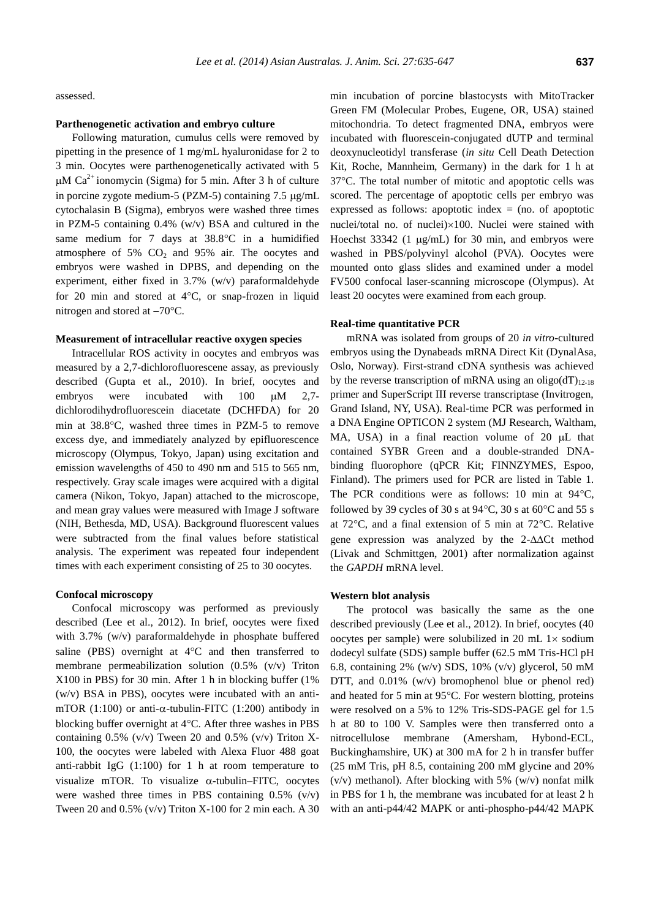assessed.

**Parthenogenetic activation and embryo culture**

Following maturation, cumulus cells were removed by pipetting in the presence of 1 mg/mL hyaluronidase for 2 to 3 min. Oocytes were parthenogenetically activated with 5 μM $Ca^{2+}$ ionomycin (Sigma) for 5 min. After 3 h of culture in porcine zygote medium-5 (PZM-5) containing 7.5 μg/mL cytochalasin B (Sigma), embryos were washed three times in PZM-5 containing 0.4% (w/v) BSA and cultured in the same medium for 7 days at 38.8°C in a humidified atmosphere of 5% $CO_2$ and 95% air. The oocytes and embryos were washed in DPBS, and depending on the experiment, either fixed in 3.7% (w/v) paraformaldehyde for 20 min and stored at 4°C, or snap-frozen in liquid nitrogen and stored at –70°C.

**Measurement of intracellular reactive oxygen species**

Intracellular ROS activity in oocytes and embryos was measured by a 2,7-dichlorofluorescene assay, as previously described (Gupta et al., 2010). In brief, oocytes and embryos were incubated with 100 μM 2,7-dichlorodihydrofluorescein diacetate (DCHFDA) for 20 min at 38.8°C, washed three times in PZM-5 to remove excess dye, and immediately analyzed by epifluorescence microscopy (Olympus, Tokyo, Japan) using excitation and emission wavelengths of 450 to 490 nm and 515 to 565 nm, respectively. Gray scale images were acquired with a digital camera (Nikon, Tokyo, Japan) attached to the microscope, and mean gray values were measured with Image J software (NIH, Bethesda, MD, USA). Background fluorescent values were subtracted from the final values before statistical analysis. The experiment was repeated four independent times with each experiment consisting of 25 to 30 oocytes.

**Confocal microscopy**

Confocal microscopy was performed as previously described (Lee et al., 2012). In brief, oocytes were fixed with 3.7% (w/v) paraformaldehyde in phosphate buffered saline (PBS) overnight at 4°C and then transferred to membrane permeabilization solution (0.5% (v/v) Triton X100 in PBS) for 30 min. After 1 h in blocking buffer (1% (w/v) BSA in PBS), oocytes were incubated with an anti-mTOR (1:100) or anti-α-tubulin-FITC (1:200) antibody in blocking buffer overnight at 4°C. After three washes in PBS containing 0.5% (v/v) Tween 20 and 0.5% (v/v) Triton X-100, the oocytes were labeled with Alexa Fluor 488 goat anti-rabbit IgG (1:100) for 1 h at room temperature to visualize mTOR. To visualize α-tubulin–FITC, oocytes were washed three times in PBS containing 0.5% (v/v) Tween 20 and 0.5% (v/v) Triton X-100 for 2 min each. A 30 min incubation of porcine blastocysts with MitoTracker Green FM (Molecular Probes, Eugene, OR, USA) stained mitochondria. To detect fragmented DNA, embryos were incubated with fluorescein-conjugated dUTP and terminal deoxynucleotidyl transferase (*in situ* Cell Death Detection Kit, Roche, Mannheim, Germany) in the dark for 1 h at 37°C. The total number of mitotic and apoptotic cells was scored. The percentage of apoptotic cells per embryo was expressed as follows: apoptotic index = (no. of apoptotic nuclei/total no. of nuclei)×100. Nuclei were stained with Hoechst 33342 (1 μg/mL) for 30 min, and embryos were washed in PBS/polyvinyl alcohol (PVA). Oocytes were mounted onto glass slides and examined under a model FV500 confocal laser-scanning microscope (Olympus). At least 20 oocytes were examined from each group.

**Real-time quantitative PCR**

mRNA was isolated from groups of 20 *in vitro*-cultured embryos using the Dynabeads mRNA Direct Kit (DynalAsa, Oslo, Norway). First-strand cDNA synthesis was achieved by the reverse transcription of mRNA using an oligo$(dT)_{12\text{-}18}$ primer and SuperScript III reverse transcriptase (Invitrogen, Grand Island, NY, USA). Real-time PCR was performed in a DNA Engine OPTICON 2 system (MJ Research, Waltham, MA, USA) in a final reaction volume of 20 μL that contained SYBR Green and a double-stranded DNA-binding fluorophore (qPCR Kit; FINNZYMES, Espoo, Finland). The primers used for PCR are listed in Table 1. The PCR conditions were as follows: 10 min at 94°C, followed by 39 cycles of 30 s at 94°C, 30 s at 60°C and 55 s at 72°C, and a final extension of 5 min at 72°C. Relative gene expression was analyzed by the 2-ΔΔCt method (Livak and Schmittgen, 2001) after normalization against the *GAPDH* mRNA level.

**Western blot analysis**

The protocol was basically the same as the one described previously (Lee et al., 2012). In brief, oocytes (40 oocytes per sample) were solubilized in 20 mL 1× sodium dodecyl sulfate (SDS) sample buffer (62.5 mM Tris-HCl pH 6.8, containing 2% (w/v) SDS, 10% (v/v) glycerol, 50 mM DTT, and 0.01% (w/v) bromophenol blue or phenol red) and heated for 5 min at 95°C. For western blotting, proteins were resolved on a 5% to 12% Tris-SDS-PAGE gel for 1.5 h at 80 to 100 V. Samples were then transferred onto a nitrocellulose membrane (Amersham, Hybond-ECL, Buckinghamshire, UK) at 300 mA for 2 h in transfer buffer (25 mM Tris, pH 8.5, containing 200 mM glycine and 20% (v/v) methanol). After blocking with 5% (w/v) nonfat milk in PBS for 1 h, the membrane was incubated for at least 2 h with an anti-p44/42 MAPK or anti-phospho-p44/42 MAPK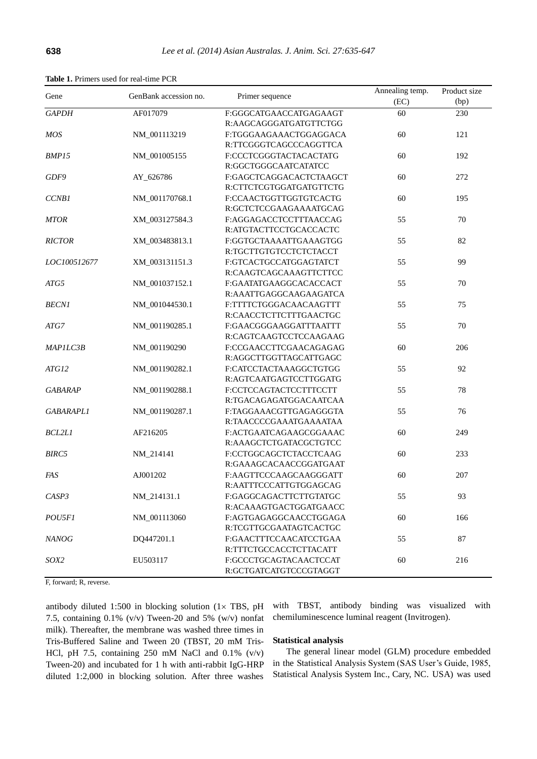**Table 1.** Primers used for real-time PCR

| Gene | GenBank accession no. | Primer sequence | Annealing temp. (EC) | Product size (bp) |
|---|---|---|---|---|
| *GAPDH* | AF017079 | F:GGGCATGAACCATGAGAAGT<br>R:AAGCAGGGATGATGTTCTGG | 60 | 230 |
| *MOS* | NM_001113219 | F:TGGGAAGAAACTGGAGGACA<br>R:TTCGGGTCAGCCCAGGTTCA | 60 | 121 |
| *BMP15* | NM_001005155 | F:CCCTCGGGTACTACACTATG<br>R:GGCTGGGCAATCATATCC | 60 | 192 |
| *GDF9* | AY_626786 | F:GAGCTCAGGACACTCTAAGCT<br>R:CTTCTCGTGGATGATGTTCTG | 60 | 272 |
| *CCNB1* | NM_001170768.1 | F:CCAACTGGTTGGTGTCACTG<br>R:GCTCTCCGAAGAAAATGCAG | 60 | 195 |
| *MTOR* | XM_003127584.3 | F:AGGAGACCTCCTTTAACCAG<br>R:ATGTACTTCCTGCACCACTC | 55 | 70 |
| *RICTOR* | XM_003483813.1 | F:GGTGCTAAAATTGAAAGTGG<br>R:TGCTTGTGTCCTCTCTACCT | 55 | 82 |
| *LOC100512677* | XM_003131151.3 | F:GTCACTGCCATGGAGTATCT<br>R:CAAGTCAGCAAAGTTCTTCC | 55 | 99 |
| *ATG5* | NM_001037152.1 | F:GAATATGAAGGCACACCACT<br>R:AAATTGAGGCAAGAAGATCA | 55 | 70 |
| *BECN1* | NM_001044530.1 | F:TTTTCTGGGACAACAAGTTT<br>R:CAACCTCTTCTTTGAACTGC | 55 | 75 |
| *ATG7* | NM_001190285.1 | F:GAACGGGAAGGATTTAATTT<br>R:CAGTCAAGTCCTCCAAGAAG | 55 | 70 |
| *MAP1LC3B* | NM_001190290 | F:CCGAACCTTCGAACAGAGAG<br>R:AGGCTTGGTTAGCATTGAGC | 60 | 206 |
| *ATG12* | NM_001190282.1 | F:CATCCTACTAAAGGCTGTGG<br>R:AGTCAATGAGTCCTTGGATG | 55 | 92 |
| *GABARAP* | NM_001190288.1 | F:CCTCCAGTACTCCTTTCCTT<br>R:TGACAGAGATGGACAATCAA | 55 | 78 |
| *GABARAPL1* | NM_001190287.1 | F:TAGGAAACGTTGAGAGGGTA<br>R:TAACCCCGAAATGAAAATAA | 55 | 76 |
| *BCL2L1* | AF216205 | F:ACTGAATCAGAAGCGGAAAC<br>R:AAAGCTCTGATACGCTGTCC | 60 | 249 |
| *BIRC5* | NM_214141 | F:CCTGGCAGCTCTACCTCAAG<br>R:GAAAGCACAACCGGATGAAT | 60 | 233 |
| *FAS* | AJ001202 | F:AAGTTCCCAAGCAAGGGATT<br>R:AATTTCCCATTGTGGAGCAG | 60 | 207 |
| *CASP3* | NM_214131.1 | F:GAGGCAGACTTCTTGTATGC<br>R:ACAAAGTGACTGGATGAACC | 55 | 93 |
| *POU5F1* | NM_001113060 | F:AGTGAGAGGCAACCTGGAGA<br>R:TCGTTGCGAATAGTCACTGC | 60 | 166 |
| *NANOG* | DQ447201.1 | F:GAACTTTCCAACATCCTGAA<br>R:TTTCTGCCACCTCTTACATT | 55 | 87 |
| *SOX2* | EU503117 | F:GCCCTGCAGTACAACTCCAT<br>R:GCTGATCATGTCCCGTAGGT | 60 | 216 |

F, forward; R, reverse.

antibody diluted 1:500 in blocking solution (1× TBS, pH 7.5, containing 0.1% (v/v) Tween-20 and 5% (w/v) nonfat milk). Thereafter, the membrane was washed three times in Tris-Buffered Saline and Tween 20 (TBST, 20 mM Tris-HCl, pH 7.5, containing 250 mM NaCl and 0.1% (v/v) Tween-20) and incubated for 1 h with anti-rabbit IgG-HRP diluted 1:2,000 in blocking solution. After three washes with TBST, antibody binding was visualized with chemiluminescence luminal reagent (Invitrogen).

### Statistical analysis

The general linear model (GLM) procedure embedded in the Statistical Analysis System (SAS User's Guide, 1985, Statistical Analysis System Inc., Cary, NC. USA) was used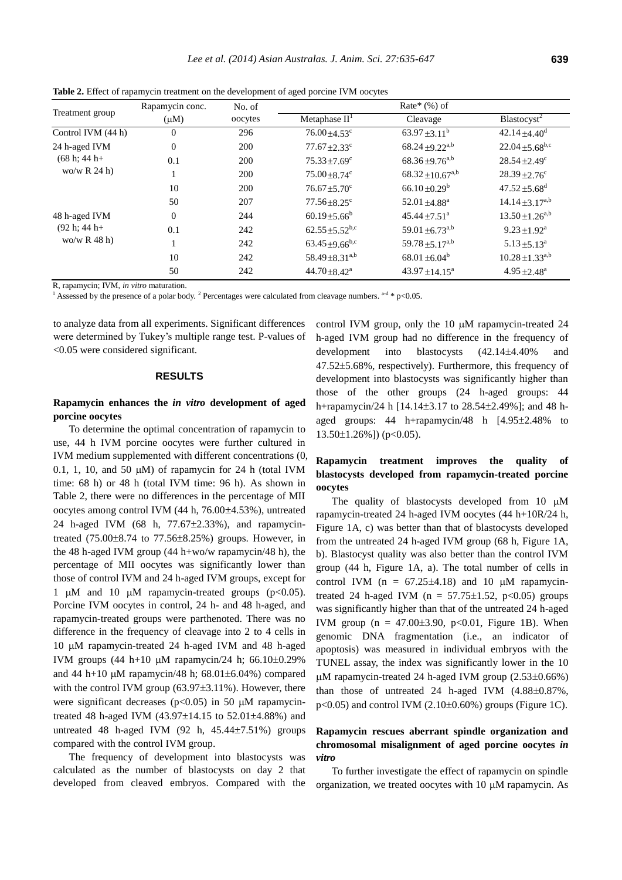**Table 2.** Effect of rapamycin treatment on the development of aged porcine IVM oocytes

| Treatment group | Rapamycin conc. (μM) | No. of oocytes | Rate* (%) of | | |
|---|---|---|---|---|---|
| | | | Metaphase II[1] | Cleavage | Blastocyst[2] |
| Control IVM (44 h) | 0 | 296 | $76.00 \pm 4.53^{c}$ | $63.97 \pm 3.11^{b}$ | $42.14 \pm 4.40^{d}$ |
| 24 h-aged IVM (68 h; 44 h+ wo/w R 24 h) | 0 | 200 | $77.67 \pm 2.33^{c}$ | $68.24 \pm 9.22^{a,b}$ | $22.04 \pm 5.68^{b,c}$ |
| | 0.1 | 200 | $75.33 \pm 7.69^{c}$ | $68.36 \pm 9.76^{a,b}$ | $28.54 \pm 2.49^{c}$ |
| | 1 | 200 | $75.00 \pm 8.74^{c}$ | $68.32 \pm 10.67^{a,b}$ | $28.39 \pm 2.76^{c}$ |
| | 10 | 200 | $76.67 \pm 5.70^{c}$ | $66.10 \pm 0.29^{b}$ | $47.52 \pm 5.68^{d}$ |
| | 50 | 207 | $77.56 \pm 8.25^{c}$ | $52.01 \pm 4.88^{a}$ | $14.14 \pm 3.17^{a,b}$ |
| 48 h-aged IVM (92 h; 44 h+ wo/w R 48 h) | 0 | 244 | $60.19 \pm 5.66^{b}$ | $45.44 \pm 7.51^{a}$ | $13.50 \pm 1.26^{a,b}$ |
| | 0.1 | 242 | $62.55 \pm 5.52^{b,c}$ | $59.01 \pm 6.73^{a,b}$ | $9.23 \pm 1.92^{a}$ |
| | 1 | 242 | $63.45 \pm 9.66^{b,c}$ | $59.78 \pm 5.17^{a,b}$ | $5.13 \pm 5.13^{a}$ |
| | 10 | 242 | $58.49 \pm 8.31^{a,b}$ | $68.01 \pm 6.04^{b}$ | $10.28 \pm 1.33^{a,b}$ |
| | 50 | 242 | $44.70 \pm 8.42^{a}$ | $43.97 \pm 14.15^{a}$ | $4.95 \pm 2.48^{a}$ |

R, rapamycin; IVM, *in vitro* maturation.

[1] Assessed by the presence of a polar body. [2] Percentages were calculated from cleavage numbers. [a-d] * $p<0.05$.

to analyze data from all experiments. Significant differences were determined by Tukey's multiple range test. P-values of <0.05 were considered significant.

## RESULTS

### Rapamycin enhances the *in vitro* development of aged porcine oocytes

To determine the optimal concentration of rapamycin to use, 44 h IVM porcine oocytes were further cultured in IVM medium supplemented with different concentrations (0, 0.1, 1, 10, and 50 μM) of rapamycin for 24 h (total IVM time: 68 h) or 48 h (total IVM time: 96 h). As shown in Table 2, there were no differences in the percentage of MII oocytes among control IVM (44 h, 76.00±4.53%), untreated 24 h-aged IVM (68 h, 77.67±2.33%), and rapamycin-treated (75.00±8.74 to 77.56±8.25%) groups. However, in the 48 h-aged IVM group (44 h+wo/w rapamycin/48 h), the percentage of MII oocytes was significantly lower than those of control IVM and 24 h-aged IVM groups, except for 1 μM and 10 μM rapamycin-treated groups ($p<0.05$). Porcine IVM oocytes in control, 24 h- and 48 h-aged, and rapamycin-treated groups were parthenoted. There was no difference in the frequency of cleavage into 2 to 4 cells in 10 μM rapamycin-treated 24 h-aged IVM and 48 h-aged IVM groups (44 h+10 μM rapamycin/24 h; 66.10±0.29% and 44 h+10 μM rapamycin/48 h; 68.01±6.04%) compared with the control IVM group (63.97±3.11%). However, there were significant decreases ($p<0.05$) in 50 μM rapamycin-treated 48 h-aged IVM (43.97±14.15 to 52.01±4.88%) and untreated 48 h-aged IVM (92 h, 45.44±7.51%) groups compared with the control IVM group.

The frequency of development into blastocysts was calculated as the number of blastocysts on day 2 that developed from cleaved embryos. Compared with the control IVM group, only the 10 μM rapamycin-treated 24 h-aged IVM group had no difference in the frequency of development into blastocysts (42.14±4.40% and 47.52±5.68%, respectively). Furthermore, this frequency of development into blastocysts was significantly higher than those of the other groups (24 h-aged groups: 44 h+rapamycin/24 h [14.14±3.17 to 28.54±2.49%]; and 48 h-aged groups: 44 h+rapamycin/48 h [4.95±2.48% to 13.50±1.26%]) ($p<0.05$).

### Rapamycin treatment improves the quality of blastocysts developed from rapamycin-treated porcine oocytes

The quality of blastocysts developed from 10 μM rapamycin-treated 24 h-aged IVM oocytes (44 h+10R/24 h, Figure 1A, c) was better than that of blastocysts developed from the untreated 24 h-aged IVM group (68 h, Figure 1A, b). Blastocyst quality was also better than the control IVM group (44 h, Figure 1A, a). The total number of cells in control IVM (n = 67.25±4.18) and 10 μM rapamycin-treated 24 h-aged IVM (n = 57.75±1.52, $p<0.05$) groups was significantly higher than that of the untreated 24 h-aged IVM group (n = 47.00±3.90, $p<0.01$, Figure 1B). When genomic DNA fragmentation (i.e., an indicator of apoptosis) was measured in individual embryos with the TUNEL assay, the index was significantly lower in the 10 μM rapamycin-treated 24 h-aged IVM group (2.53±0.66%) than those of untreated 24 h-aged IVM (4.88±0.87%, $p<0.05$) and control IVM (2.10±0.60%) groups (Figure 1C).

### Rapamycin rescues aberrant spindle organization and chromosomal misalignment of aged porcine oocytes *in vitro*

To further investigate the effect of rapamycin on spindle organization, we treated oocytes with 10 μM rapamycin. As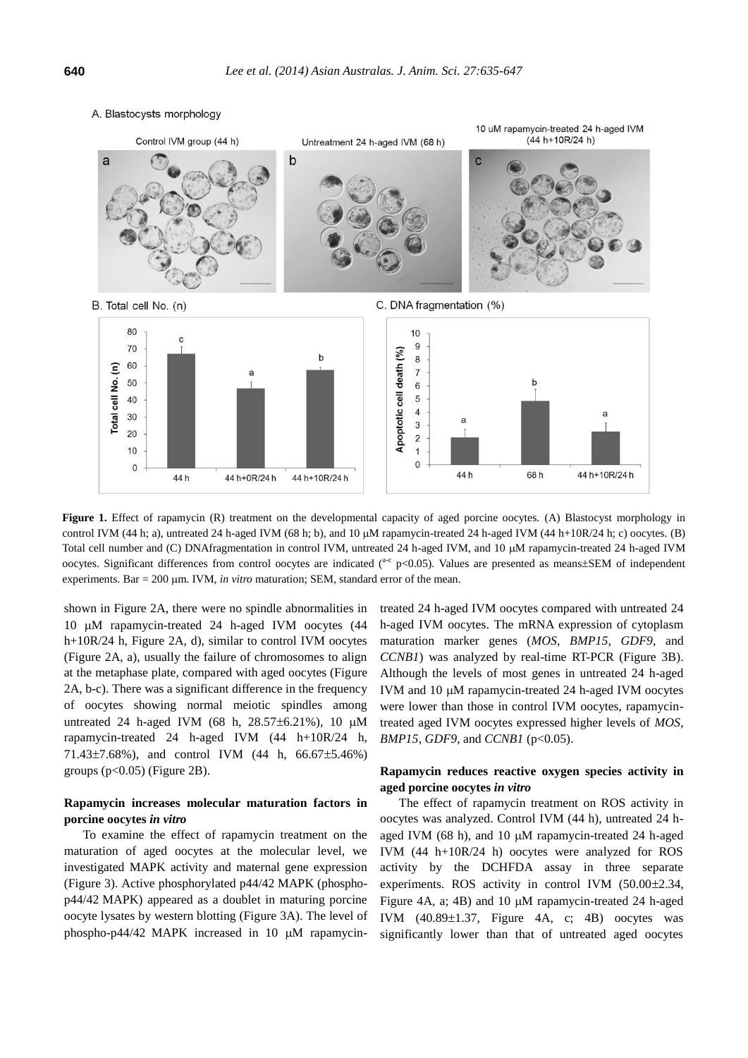**Figure 1.** Effect of rapamycin (R) treatment on the developmental capacity of aged porcine oocytes. (A) Blastocyst morphology in control IVM (44 h; a), untreated 24 h-aged IVM (68 h; b), and 10 μM rapamycin-treated 24 h-aged IVM (44 h+10R/24 h; c) oocytes. (B) Total cell number and (C) DNAfragmentation in control IVM, untreated 24 h-aged IVM, and 10 μM rapamycin-treated 24 h-aged IVM oocytes. Significant differences from control oocytes are indicated ([a-c] p<0.05). Values are presented as means±SEM of independent experiments. Bar = 200 μm. IVM, *in vitro* maturation; SEM, standard error of the mean.

shown in Figure 2A, there were no spindle abnormalities in 10 μM rapamycin-treated 24 h-aged IVM oocytes (44 h+10R/24 h, Figure 2A, d), similar to control IVM oocytes (Figure 2A, a), usually the failure of chromosomes to align at the metaphase plate, compared with aged oocytes (Figure 2A, b-c). There was a significant difference in the frequency of oocytes showing normal meiotic spindles among untreated 24 h-aged IVM (68 h, 28.57±6.21%), 10 μM rapamycin-treated 24 h-aged IVM (44 h+10R/24 h, 71.43±7.68%), and control IVM (44 h, 66.67±5.46%) groups (p<0.05) (Figure 2B).

**Rapamycin increases molecular maturation factors in porcine oocytes *in vitro***

To examine the effect of rapamycin treatment on the maturation of aged oocytes at the molecular level, we investigated MAPK activity and maternal gene expression (Figure 3). Active phosphorylated p44/42 MAPK (phospho-p44/42 MAPK) appeared as a doublet in maturing porcine oocyte lysates by western blotting (Figure 3A). The level of phospho-p44/42 MAPK increased in 10 μM rapamycin-treated 24 h-aged IVM oocytes compared with untreated 24 h-aged IVM oocytes. The mRNA expression of cytoplasm maturation marker genes (*MOS*, *BMP15*, *GDF9*, and *CCNB1*) was analyzed by real-time RT-PCR (Figure 3B). Although the levels of most genes in untreated 24 h-aged IVM and 10 μM rapamycin-treated 24 h-aged IVM oocytes were lower than those in control IVM oocytes, rapamycin-treated aged IVM oocytes expressed higher levels of *MOS*, *BMP15*, *GDF9*, and *CCNB1* (p<0.05).

**Rapamycin reduces reactive oxygen species activity in aged porcine oocytes *in vitro***

The effect of rapamycin treatment on ROS activity in oocytes was analyzed. Control IVM (44 h), untreated 24 h-aged IVM (68 h), and 10 μM rapamycin-treated 24 h-aged IVM (44 h+10R/24 h) oocytes were analyzed for ROS activity by the DCHFDA assay in three separate experiments. ROS activity in control IVM (50.00±2.34, Figure 4A, a; 4B) and 10 μM rapamycin-treated 24 h-aged IVM (40.89±1.37, Figure 4A, c; 4B) oocytes was significantly lower than that of untreated aged oocytes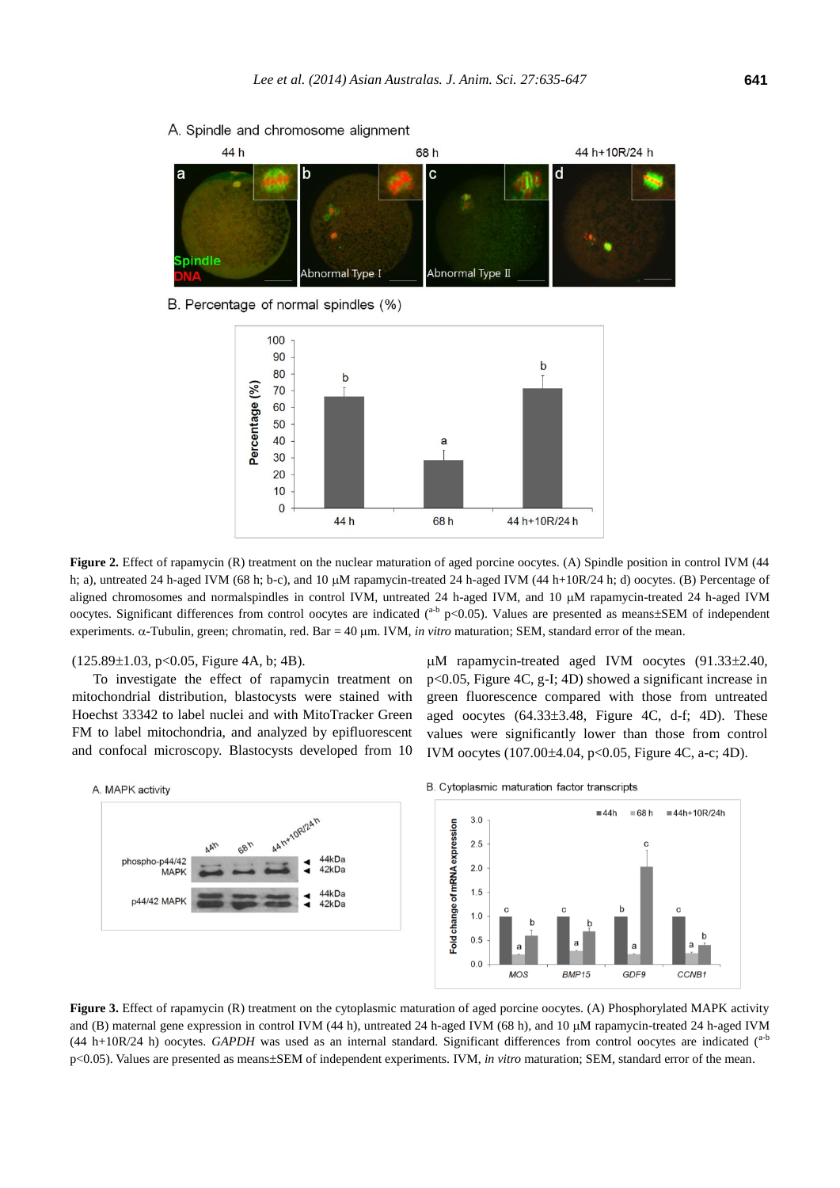**Figure 2.** Effect of rapamycin (R) treatment on the nuclear maturation of aged porcine oocytes. (A) Spindle position in control IVM (44 h; a), untreated 24 h-aged IVM (68 h; b-c), and 10 μM rapamycin-treated 24 h-aged IVM (44 h+10R/24 h; d) oocytes. (B) Percentage of aligned chromosomes and normalspindles in control IVM, untreated 24 h-aged IVM, and 10 μM rapamycin-treated 24 h-aged IVM oocytes. Significant differences from control oocytes are indicated ([a-b] $p<0.05$). Values are presented as means±SEM of independent experiments. α-Tubulin, green; chromatin, red. Bar = 40 μm. IVM, *in vitro* maturation; SEM, standard error of the mean.

(125.89±1.03, $p<0.05$, Figure 4A, b; 4B).

To investigate the effect of rapamycin treatment on mitochondrial distribution, blastocysts were stained with Hoechst 33342 to label nuclei and with MitoTracker Green FM to label mitochondria, and analyzed by epifluorescent and confocal microscopy. Blastocysts developed from 10 μM rapamycin-treated aged IVM oocytes (91.33±2.40, $p<0.05$, Figure 4C, g-I; 4D) showed a significant increase in green fluorescence compared with those from untreated aged oocytes (64.33±3.48, Figure 4C, d-f; 4D). These values were significantly lower than those from control IVM oocytes (107.00±4.04, $p<0.05$, Figure 4C, a-c; 4D).

**Figure 3.** Effect of rapamycin (R) treatment on the cytoplasmic maturation of aged porcine oocytes. (A) Phosphorylated MAPK activity and (B) maternal gene expression in control IVM (44 h), untreated 24 h-aged IVM (68 h), and 10 μM rapamycin-treated 24 h-aged IVM (44 h+10R/24 h) oocytes. *GAPDH* was used as an internal standard. Significant differences from control oocytes are indicated ([a-b] $p<0.05$). Values are presented as means±SEM of independent experiments. IVM, *in vitro* maturation; SEM, standard error of the mean.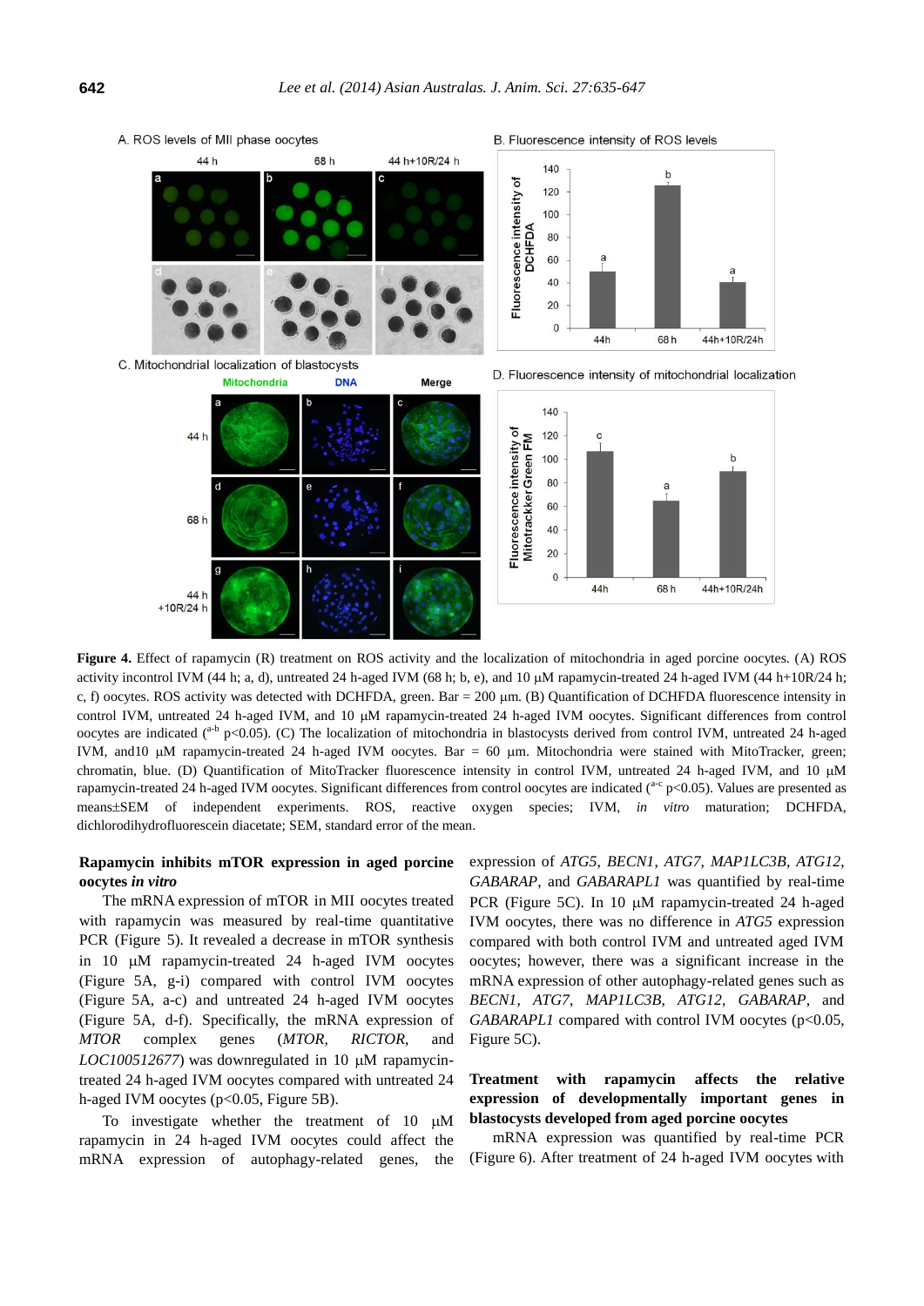**Figure 4.** Effect of rapamycin (R) treatment on ROS activity and the localization of mitochondria in aged porcine oocytes. (A) ROS activity incontrol IVM (44 h; a, d), untreated 24 h-aged IVM (68 h; b, e), and 10 μM rapamycin-treated 24 h-aged IVM (44 h+10R/24 h; c, f) oocytes. ROS activity was detected with DCHFDA, green. Bar = 200 μm. (B) Quantification of DCHFDA fluorescence intensity in control IVM, untreated 24 h-aged IVM, and 10 μM rapamycin-treated 24 h-aged IVM oocytes. Significant differences from control oocytes are indicated ([a-b] $p<0.05$). (C) The localization of mitochondria in blastocysts derived from control IVM, untreated 24 h-aged IVM, and10 μM rapamycin-treated 24 h-aged IVM oocytes. Bar = 60 μm. Mitochondria were stained with MitoTracker, green; chromatin, blue. (D) Quantification of MitoTracker fluorescence intensity in control IVM, untreated 24 h-aged IVM, and 10 μM rapamycin-treated 24 h-aged IVM oocytes. Significant differences from control oocytes are indicated ([a-c] $p<0.05$). Values are presented as means±SEM of independent experiments. ROS, reactive oxygen species; IVM, *in vitro* maturation; DCHFDA, dichlorodihydrofluorescein diacetate; SEM, standard error of the mean.

**Rapamycin inhibits mTOR expression in aged porcine oocytes *in vitro***

The mRNA expression of mTOR in MII oocytes treated with rapamycin was measured by real-time quantitative PCR (Figure 5). It revealed a decrease in mTOR synthesis in 10 μM rapamycin-treated 24 h-aged IVM oocytes (Figure 5A, g-i) compared with control IVM oocytes (Figure 5A, a-c) and untreated 24 h-aged IVM oocytes (Figure 5A, d-f). Specifically, the mRNA expression of *MTOR* complex genes (*MTOR*, *RICTOR*, and *LOC100512677*) was downregulated in 10 μM rapamycin-treated 24 h-aged IVM oocytes compared with untreated 24 h-aged IVM oocytes ($p<0.05$, Figure 5B).

To investigate whether the treatment of 10 μM rapamycin in 24 h-aged IVM oocytes could affect the mRNA expression of autophagy-related genes, the expression of *ATG5*, *BECN1*, *ATG7*, *MAP1LC3B*, *ATG12*, *GABARAP*, and *GABARAPL1* was quantified by real-time PCR (Figure 5C). In 10 μM rapamycin-treated 24 h-aged IVM oocytes, there was no difference in *ATG5* expression compared with both control IVM and untreated aged IVM oocytes; however, there was a significant increase in the mRNA expression of other autophagy-related genes such as *BECN1*, *ATG7*, *MAP1LC3B*, *ATG12*, *GABARAP*, and *GABARAPL1* compared with control IVM oocytes ($p<0.05$, Figure 5C).

**Treatment with rapamycin affects the relative expression of developmentally important genes in blastocysts developed from aged porcine oocytes**

mRNA expression was quantified by real-time PCR (Figure 6). After treatment of 24 h-aged IVM oocytes with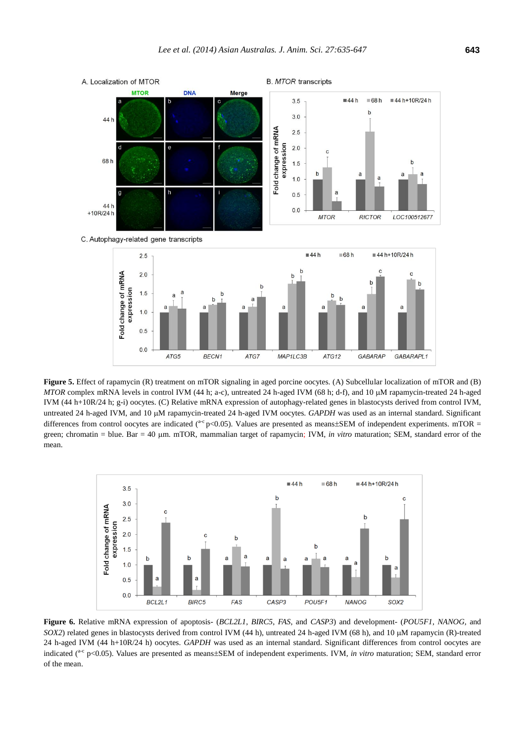**Figure 5.** Effect of rapamycin (R) treatment on mTOR signaling in aged porcine oocytes. (A) Subcellular localization of mTOR and (B) *MTOR* complex mRNA levels in control IVM (44 h; a-c), untreated 24 h-aged IVM (68 h; d-f), and 10 μM rapamycin-treated 24 h-aged IVM (44 h+10R/24 h; g-i) oocytes. (C) Relative mRNA expression of autophagy-related genes in blastocysts derived from control IVM, untreated 24 h-aged IVM, and 10 μM rapamycin-treated 24 h-aged IVM oocytes. *GAPDH* was used as an internal standard. Significant differences from control oocytes are indicated ([a-c] $p<0.05$). Values are presented as means±SEM of independent experiments. mTOR = green; chromatin = blue. Bar = 40 μm. mTOR, mammalian target of rapamycin; IVM, *in vitro* maturation; SEM, standard error of the mean.

**Figure 6.** Relative mRNA expression of apoptosis- (*BCL2L1*, *BIRC5*, *FAS*, and *CASP3*) and development- (*POU5F1*, *NANOG*, and *SOX2*) related genes in blastocysts derived from control IVM (44 h), untreated 24 h-aged IVM (68 h), and 10 μM rapamycin (R)-treated 24 h-aged IVM (44 h+10R/24 h) oocytes. *GAPDH* was used as an internal standard. Significant differences from control oocytes are indicated ([a-c] $p<0.05$). Values are presented as means±SEM of independent experiments. IVM, *in vitro* maturation; SEM, standard error of the mean.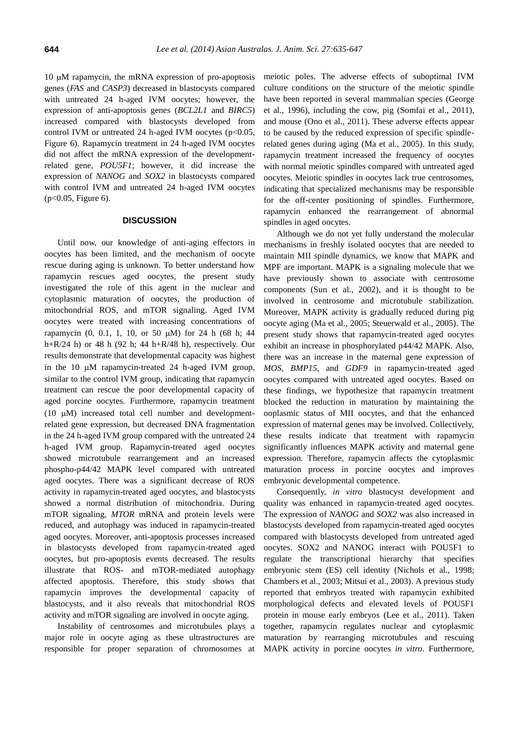10 μM rapamycin, the mRNA expression of pro-apoptosis genes (*FAS* and *CASP3*) decreased in blastocysts compared with untreated 24 h-aged IVM oocytes; however, the expression of anti-apoptosis genes (*BCL2L1* and *BIRC5*) increased compared with blastocysts developed from control IVM or untreated 24 h-aged IVM oocytes ($p<0.05$, Figure 6). Rapamycin treatment in 24 h-aged IVM oocytes did not affect the mRNA expression of the development-related gene, *POU5F1*; however, it did increase the expression of *NANOG* and *SOX2* in blastocysts compared with control IVM and untreated 24 h-aged IVM oocytes ($p<0.05$, Figure 6).

## DISCUSSION

Until now, our knowledge of anti-aging effectors in oocytes has been limited, and the mechanism of oocyte rescue during aging is unknown. To better understand how rapamycin rescues aged oocytes, the present study investigated the role of this agent in the nuclear and cytoplasmic maturation of oocytes, the production of mitochondrial ROS, and mTOR signaling. Aged IVM oocytes were treated with increasing concentrations of rapamycin (0, 0.1, 1, 10, or 50 μM) for 24 h (68 h; 44 h+R/24 h) or 48 h (92 h; 44 h+R/48 h), respectively. Our results demonstrate that developmental capacity was highest in the 10 μM rapamycin-treated 24 h-aged IVM group, similar to the control IVM group, indicating that rapamycin treatment can rescue the poor developmental capacity of aged porcine oocytes. Furthermore, rapamycin treatment (10 μM) increased total cell number and development-related gene expression, but decreased DNA fragmentation in the 24 h-aged IVM group compared with the untreated 24 h-aged IVM group. Rapamycin-treated aged oocytes showed microtubule rearrangement and an increased phospho-p44/42 MAPK level compared with untreated aged oocytes. There was a significant decrease of ROS activity in rapamycin-treated aged oocytes, and blastocysts showed a normal distribution of mitochondria. During mTOR signaling, *MTOR* mRNA and protein levels were reduced, and autophagy was induced in rapamycin-treated aged oocytes. Moreover, anti-apoptosis processes increased in blastocysts developed from rapamycin-treated aged oocytes, but pro-apoptosis events decreased. The results illustrate that ROS- and mTOR-mediated autophagy affected apoptosis. Therefore, this study shows that rapamycin improves the developmental capacity of blastocysts, and it also reveals that mitochondrial ROS activity and mTOR signaling are involved in oocyte aging.

Instability of centrosomes and microtubules plays a major role in oocyte aging as these ultrastructures are responsible for proper separation of chromosomes at meiotic poles. The adverse effects of suboptimal IVM culture conditions on the structure of the meiotic spindle have been reported in several mammalian species (George et al., 1996), including the cow, pig (Somfai et al., 2011), and mouse (Ono et al., 2011). These adverse effects appear to be caused by the reduced expression of specific spindle-related genes during aging (Ma et al., 2005). In this study, rapamycin treatment increased the frequency of oocytes with normal meiotic spindles compared with untreated aged oocytes. Meiotic spindles in oocytes lack true centrosomes, indicating that specialized mechanisms may be responsible for the off-center positioning of spindles. Furthermore, rapamycin enhanced the rearrangement of abnormal spindles in aged oocytes.

Although we do not yet fully understand the molecular mechanisms in freshly isolated oocytes that are needed to maintain MII spindle dynamics, we know that MAPK and MPF are important. MAPK is a signaling molecule that we have previously shown to associate with centrosome components (Sun et al., 2002), and it is thought to be involved in centrosome and microtubule stabilization. Moreover, MAPK activity is gradually reduced during pig oocyte aging (Ma et al., 2005; Steuerwald et al., 2005). The present study shows that rapamycin-treated aged oocytes exhibit an increase in phosphorylated p44/42 MAPK. Also, there was an increase in the maternal gene expression of *MOS*, *BMP15*, and *GDF9* in rapamycin-treated aged oocytes compared with untreated aged oocytes. Based on these findings, we hypothesize that rapamycin treatment blocked the reduction in maturation by maintaining the ooplasmic status of MII oocytes, and that the enhanced expression of maternal genes may be involved. Collectively, these results indicate that treatment with rapamycin significantly influences MAPK activity and maternal gene expression. Therefore, rapamycin affects the cytoplasmic maturation process in porcine oocytes and improves embryonic developmental competence.

Consequently, *in vitro* blastocyst development and quality was enhanced in rapamycin-treated aged oocytes. The expression of *NANOG* and *SOX2* was also increased in blastocysts developed from rapamycin-treated aged oocytes compared with blastocysts developed from untreated aged oocytes. SOX2 and NANOG interact with POU5F1 to regulate the transcriptional hierarchy that specifies embryonic stem (ES) cell identity (Nichols et al., 1998; Chambers et al., 2003; Mitsui et al., 2003). A previous study reported that embryos treated with rapamycin exhibited morphological defects and elevated levels of POU5F1 protein in mouse early embryos (Lee et al., 2011). Taken together, rapamycin regulates nuclear and cytoplasmic maturation by rearranging microtubules and rescuing MAPK activity in porcine oocytes *in vitro*. Furthermore,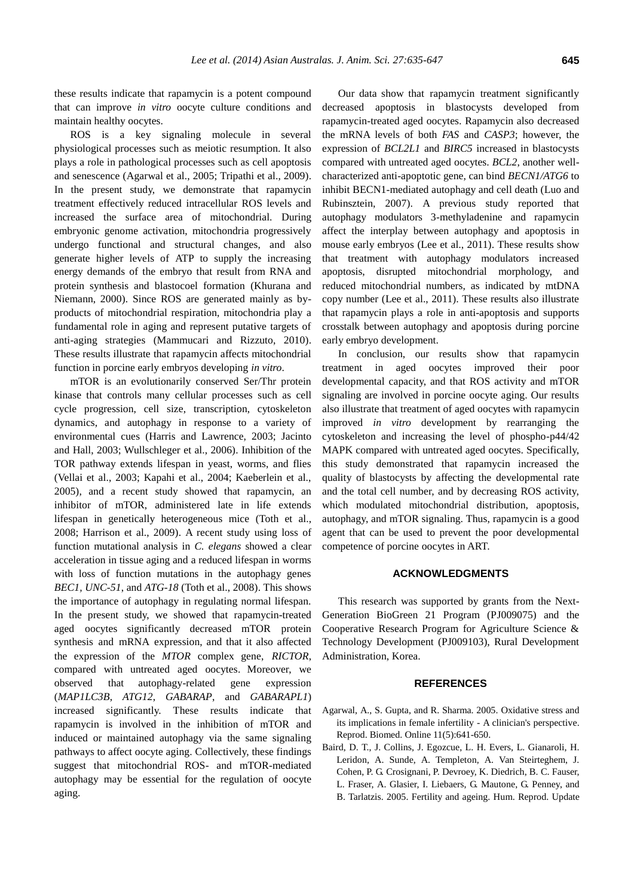these results indicate that rapamycin is a potent compound that can improve *in vitro* oocyte culture conditions and maintain healthy oocytes.

ROS is a key signaling molecule in several physiological processes such as meiotic resumption. It also plays a role in pathological processes such as cell apoptosis and senescence (Agarwal et al., 2005; Tripathi et al., 2009). In the present study, we demonstrate that rapamycin treatment effectively reduced intracellular ROS levels and increased the surface area of mitochondrial. During embryonic genome activation, mitochondria progressively undergo functional and structural changes, and also generate higher levels of ATP to supply the increasing energy demands of the embryo that result from RNA and protein synthesis and blastocoel formation (Khurana and Niemann, 2000). Since ROS are generated mainly as by-products of mitochondrial respiration, mitochondria play a fundamental role in aging and represent putative targets of anti-aging strategies (Mammucari and Rizzuto, 2010). These results illustrate that rapamycin affects mitochondrial function in porcine early embryos developing *in vitro*.

mTOR is an evolutionarily conserved Ser/Thr protein kinase that controls many cellular processes such as cell cycle progression, cell size, transcription, cytoskeleton dynamics, and autophagy in response to a variety of environmental cues (Harris and Lawrence, 2003; Jacinto and Hall, 2003; Wullschleger et al., 2006). Inhibition of the TOR pathway extends lifespan in yeast, worms, and flies (Vellai et al., 2003; Kapahi et al., 2004; Kaeberlein et al., 2005), and a recent study showed that rapamycin, an inhibitor of mTOR, administered late in life extends lifespan in genetically heterogeneous mice (Toth et al., 2008; Harrison et al., 2009). A recent study using loss of function mutational analysis in *C. elegans* showed a clear acceleration in tissue aging and a reduced lifespan in worms with loss of function mutations in the autophagy genes *BEC1*, *UNC-51*, and *ATG-18* (Toth et al., 2008). This shows the importance of autophagy in regulating normal lifespan. In the present study, we showed that rapamycin-treated aged oocytes significantly decreased mTOR protein synthesis and mRNA expression, and that it also affected the expression of the *MTOR* complex gene, *RICTOR*, compared with untreated aged oocytes. Moreover, we observed that autophagy-related gene expression (*MAP1LC3B*, *ATG12*, *GABARAP*, and *GABARAPL1*) increased significantly. These results indicate that rapamycin is involved in the inhibition of mTOR and induced or maintained autophagy via the same signaling pathways to affect oocyte aging. Collectively, these findings suggest that mitochondrial ROS- and mTOR-mediated autophagy may be essential for the regulation of oocyte aging.

Our data show that rapamycin treatment significantly decreased apoptosis in blastocysts developed from rapamycin-treated aged oocytes. Rapamycin also decreased the mRNA levels of both *FAS* and *CASP3*; however, the expression of *BCL2L1* and *BIRC5* increased in blastocysts compared with untreated aged oocytes. *BCL2*, another well-characterized anti-apoptotic gene, can bind *BECN1/ATG6* to inhibit BECN1-mediated autophagy and cell death (Luo and Rubinsztein, 2007). A previous study reported that autophagy modulators 3-methyladenine and rapamycin affect the interplay between autophagy and apoptosis in mouse early embryos (Lee et al., 2011). These results show that treatment with autophagy modulators increased apoptosis, disrupted mitochondrial morphology, and reduced mitochondrial numbers, as indicated by mtDNA copy number (Lee et al., 2011). These results also illustrate that rapamycin plays a role in anti-apoptosis and supports crosstalk between autophagy and apoptosis during porcine early embryo development.

In conclusion, our results show that rapamycin treatment in aged oocytes improved their poor developmental capacity, and that ROS activity and mTOR signaling are involved in porcine oocyte aging. Our results also illustrate that treatment of aged oocytes with rapamycin improved *in vitro* development by rearranging the cytoskeleton and increasing the level of phospho-p44/42 MAPK compared with untreated aged oocytes. Specifically, this study demonstrated that rapamycin increased the quality of blastocysts by affecting the developmental rate and the total cell number, and by decreasing ROS activity, which modulated mitochondrial distribution, apoptosis, autophagy, and mTOR signaling. Thus, rapamycin is a good agent that can be used to prevent the poor developmental competence of porcine oocytes in ART.

## ACKNOWLEDGMENTS

This research was supported by grants from the Next-Generation BioGreen 21 Program (PJ009075) and the Cooperative Research Program for Agriculture Science & Technology Development (PJ009103), Rural Development Administration, Korea.

## REFERENCES

Agarwal, A., S. Gupta, and R. Sharma. 2005. Oxidative stress and its implications in female infertility - A clinician's perspective. Reprod. Biomed. Online 11(5):641-650.

Baird, D. T., J. Collins, J. Egozcue, L. H. Evers, L. Gianaroli, H. Leridon, A. Sunde, A. Templeton, A. Van Steirteghem, J. Cohen, P. G. Crosignani, P. Devroey, K. Diedrich, B. C. Fauser, L. Fraser, A. Glasier, I. Liebaers, G. Mautone, G. Penney, and B. Tarlatzis. 2005. Fertility and ageing. Hum. Reprod. Update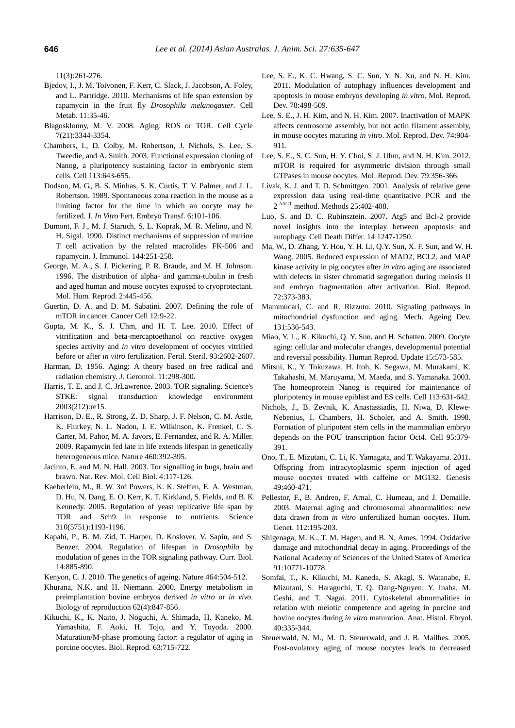11(3):261-276.

Bjedov, I., J. M. Toivonen, F. Kerr, C. Slack, J. Jacobson, A. Foley, and L. Partridge. 2010. Mechanisms of life span extension by rapamycin in the fruit fly *Drosophila melanogaster*. Cell Metab. 11:35-46.

Blagosklonny, M. V. 2008. Aging: ROS or TOR. Cell Cycle 7(21):3344-3354.

Chambers, I., D. Colby, M. Robertson, J. Nichols, S. Lee, S. Tweedie, and A. Smith. 2003. Functional expression cloning of Nanog, a pluripotency sustaining factor in embryonic stem cells. Cell 113:643-655.

Dodson, M. G., B. S. Minhas, S. K. Curtis, T. V. Palmer, and J. L. Robertson. 1989. Spontaneous zona reaction in the mouse as a limiting factor for the time in which an oocyte may be fertilized. J. *In Vitro* Fert. Embryo Transf. 6:101-106.

Dumont, F. J., M. J. Staruch, S. L. Koprak, M. R. Melino, and N. H. Sigal. 1990. Distinct mechanisms of suppression of murine T cell activation by the related macrolides FK-506 and rapamycin. J. Immunol. 144:251-258.

George, M. A., S. J. Pickering, P. R. Braude, and M. H. Johnson. 1996. The distribution of alpha- and gamma-tubulin in fresh and aged human and mouse oocytes exposed to cryoprotectant. Mol. Hum. Reprod. 2:445-456.

Guertin, D. A. and D. M. Sabatini. 2007. Defining the role of mTOR in cancer. Cancer Cell 12:9-22.

Gupta, M. K., S. J. Uhm, and H. T. Lee. 2010. Effect of vitrification and beta-mercaptoethanol on reactive oxygen species activity and *in vitro* development of oocytes vitrified before or after *in vitro* fertilization. Fertil. Steril. 93:2602-2607.

Harman, D. 1956. Aging: A theory based on free radical and radiation chemistry. J. Gerontol. 11:298-300.

Harris, T. E. and J. C. JrLawrence. 2003. TOR signaling. Science's STKE: signal transduction knowledge environment 2003(212):re15.

Harrison, D. E., R. Strong, Z. D. Sharp, J. F. Nelson, C. M. Astle, K. Flurkey, N. L. Nadon, J. E. Wilkinson, K. Frenkel, C. S. Carter, M. Pahor, M. A. Javors, E. Fernandez, and R. A. Miller. 2009. Rapamycin fed late in life extends lifespan in genetically heterogeneous mice. Nature 460:392-395.

Jacinto, E. and M. N. Hall. 2003. Tor signalling in bugs, brain and brawn. Nat. Rev. Mol. Cell Biol. 4:117-126.

Kaeberlein, M., R. W. 3rd Powers, K. K. Steffen, E. A. Westman, D. Hu, N. Dang, E. O. Kerr, K. T. Kirkland, S. Fields, and B. K. Kennedy. 2005. Regulation of yeast replicative life span by TOR and Sch9 in response to nutrients. Science 310(5751):1193-1196.

Kapahi, P., B. M. Zid, T. Harper, D. Koslover, V. Sapin, and S. Benzer. 2004. Regulation of lifespan in *Drosophila* by modulation of genes in the TOR signaling pathway. Curr. Biol. 14:885-890.

Kenyon, C. J. 2010. The genetics of ageing. Nature 464:504-512.

Khurana, N.K. and H. Niemann. 2000. Energy metabolism in preimplantation bovine embryos derived *in vitro* or *in vivo*. Biology of reproduction 62(4):847-856.

Kikuchi, K., K. Naito, J. Noguchi, A. Shimada, H. Kaneko, M. Yamashita, F. Aoki, H. Tojo, and Y. Toyoda. 2000. Maturation/M-phase promoting factor: a regulator of aging in porcine oocytes. Biol. Reprod. 63:715-722.

Lee, S. E., K. C. Hwang, S. C. Sun, Y. N. Xu, and N. H. Kim. 2011. Modulation of autophagy influences development and apoptosis in mouse embryos developing *in vitro*. Mol. Reprod. Dev. 78:498-509.

Lee, S. E., J. H. Kim, and N. H. Kim. 2007. Inactivation of MAPK affects centrosome assembly, but not actin filament assembly, in mouse oocytes maturing *in vitro*. Mol. Reprod. Dev. 74:904-911.

Lee, S. E., S. C. Sun, H. Y. Choi, S. J. Uhm, and N. H. Kim. 2012. mTOR is required for asymmetric division through small GTPases in mouse oocytes. Mol. Reprod. Dev. 79:356-366.

Livak, K. J. and T. D. Schmittgen. 2001. Analysis of relative gene expression data using real-time quantitative PCR and the $2^{-\Delta\Delta CT}$ method. Methods 25:402-408.

Luo, S. and D. C. Rubinsztein. 2007. Atg5 and Bcl-2 provide novel insights into the interplay between apoptosis and autophagy. Cell Death Differ. 14:1247-1250.

Ma, W., D. Zhang, Y. Hou, Y. H. Li, Q.Y. Sun, X. F. Sun, and W. H. Wang. 2005. Reduced expression of MAD2, BCL2, and MAP kinase activity in pig oocytes after *in vitro* aging are associated with defects in sister chromatid segregation during meiosis II and embryo fragmentation after activation. Biol. Reprod. 72:373-383.

Mammucari, C. and R. Rizzuto. 2010. Signaling pathways in mitochondrial dysfunction and aging. Mech. Ageing Dev. 131:536-543.

Miao, Y. L., K. Kikuchi, Q. Y. Sun, and H. Schatten. 2009. Oocyte aging: cellular and molecular changes, developmental potential and reversal possibility. Human Reprod. Update 15:573-585.

Mitsui, K., Y. Tokuzawa, H. Itoh, K. Segawa, M. Murakami, K. Takahashi, M. Maruyama, M. Maeda, and S. Yamanaka. 2003. The homeoprotein Nanog is required for maintenance of pluripotency in mouse epiblast and ES cells. Cell 113:631-642.

Nichols, J., B. Zevnik, K. Anastassiadis, H. Niwa, D. Klewe-Nebenius, I. Chambers, H. Scholer, and A. Smith. 1998. Formation of pluripotent stem cells in the mammalian embryo depends on the POU transcription factor Oct4. Cell 95:379-391.

Ono, T., E. Mizutani, C. Li, K. Yamagata, and T. Wakayama. 2011. Offspring from intracytoplasmic sperm injection of aged mouse oocytes treated with caffeine or MG132. Genesis 49:460-471.

Pellestor, F., B. Andreo, F. Arnal, C. Humeau, and J. Demaille. 2003. Maternal aging and chromosomal abnormalities: new data drawn from *in vitro* unfertilized human oocytes. Hum. Genet. 112:195-203.

Shigenaga, M. K., T. M. Hagen, and B. N. Ames. 1994. Oxidative damage and mitochondrial decay in aging. Proceedings of the National Academy of Sciences of the United States of America 91:10771-10778.

Somfai, T., K. Kikuchi, M. Kaneda, S. Akagi, S. Watanabe, E. Mizutani, S. Haraguchi, T. Q. Dang-Nguyen, Y. Inaba, M. Geshi, and T. Nagai. 2011. Cytoskeletal abnormalities in relation with meiotic competence and ageing in porcine and bovine oocytes during *in vitro* maturation. Anat. Histol. Ebryol. 40:335-344.

Steuerwald, N. M., M. D. Steuerwald, and J. B. Mailhes. 2005. Post-ovulatory aging of mouse oocytes leads to decreased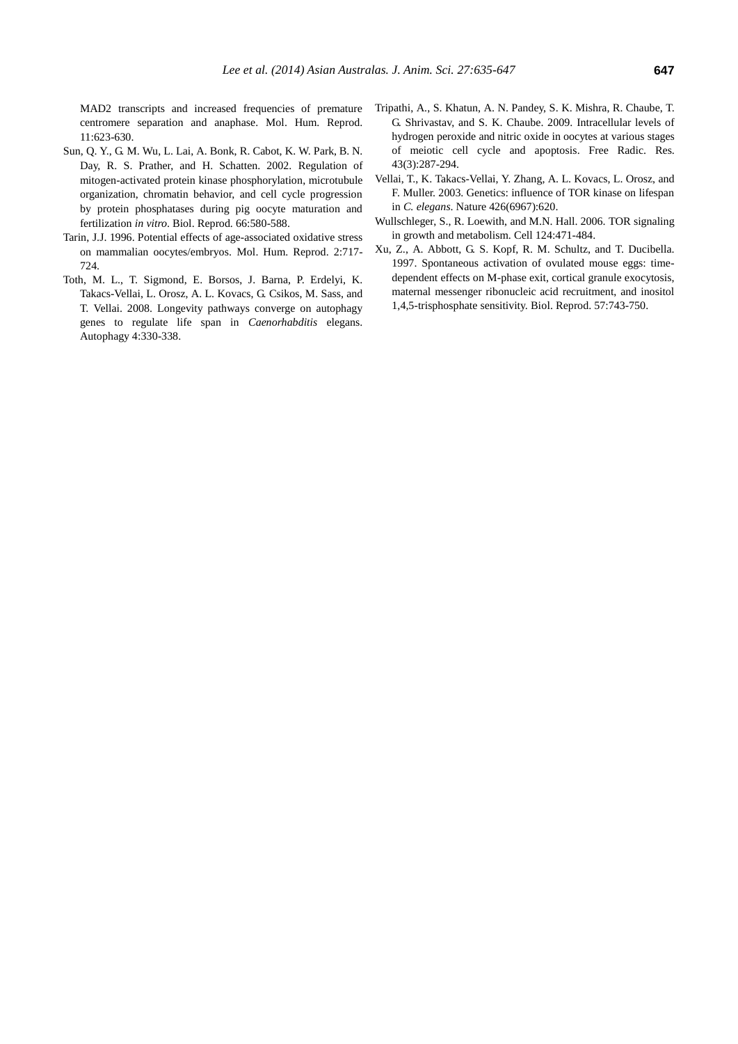MAD2 transcripts and increased frequencies of premature centromere separation and anaphase. Mol. Hum. Reprod. 11:623-630.

Sun, Q. Y., G. M. Wu, L. Lai, A. Bonk, R. Cabot, K. W. Park, B. N. Day, R. S. Prather, and H. Schatten. 2002. Regulation of mitogen-activated protein kinase phosphorylation, microtubule organization, chromatin behavior, and cell cycle progression by protein phosphatases during pig oocyte maturation and fertilization *in vitro*. Biol. Reprod. 66:580-588.

Tarin, J.J. 1996. Potential effects of age-associated oxidative stress on mammalian oocytes/embryos. Mol. Hum. Reprod. 2:717-724.

Toth, M. L., T. Sigmond, E. Borsos, J. Barna, P. Erdelyi, K. Takacs-Vellai, L. Orosz, A. L. Kovacs, G. Csikos, M. Sass, and T. Vellai. 2008. Longevity pathways converge on autophagy genes to regulate life span in *Caenorhabditis* elegans. Autophagy 4:330-338.

Tripathi, A., S. Khatun, A. N. Pandey, S. K. Mishra, R. Chaube, T. G. Shrivastav, and S. K. Chaube. 2009. Intracellular levels of hydrogen peroxide and nitric oxide in oocytes at various stages of meiotic cell cycle and apoptosis. Free Radic. Res. 43(3):287-294.

Vellai, T., K. Takacs-Vellai, Y. Zhang, A. L. Kovacs, L. Orosz, and F. Muller. 2003. Genetics: influence of TOR kinase on lifespan in *C. elegans*. Nature 426(6967):620.

Wullschleger, S., R. Loewith, and M.N. Hall. 2006. TOR signaling in growth and metabolism. Cell 124:471-484.

Xu, Z., A. Abbott, G. S. Kopf, R. M. Schultz, and T. Ducibella. 1997. Spontaneous activation of ovulated mouse eggs: time-dependent effects on M-phase exit, cortical granule exocytosis, maternal messenger ribonucleic acid recruitment, and inositol 1,4,5-trisphosphate sensitivity. Biol. Reprod. 57:743-750.